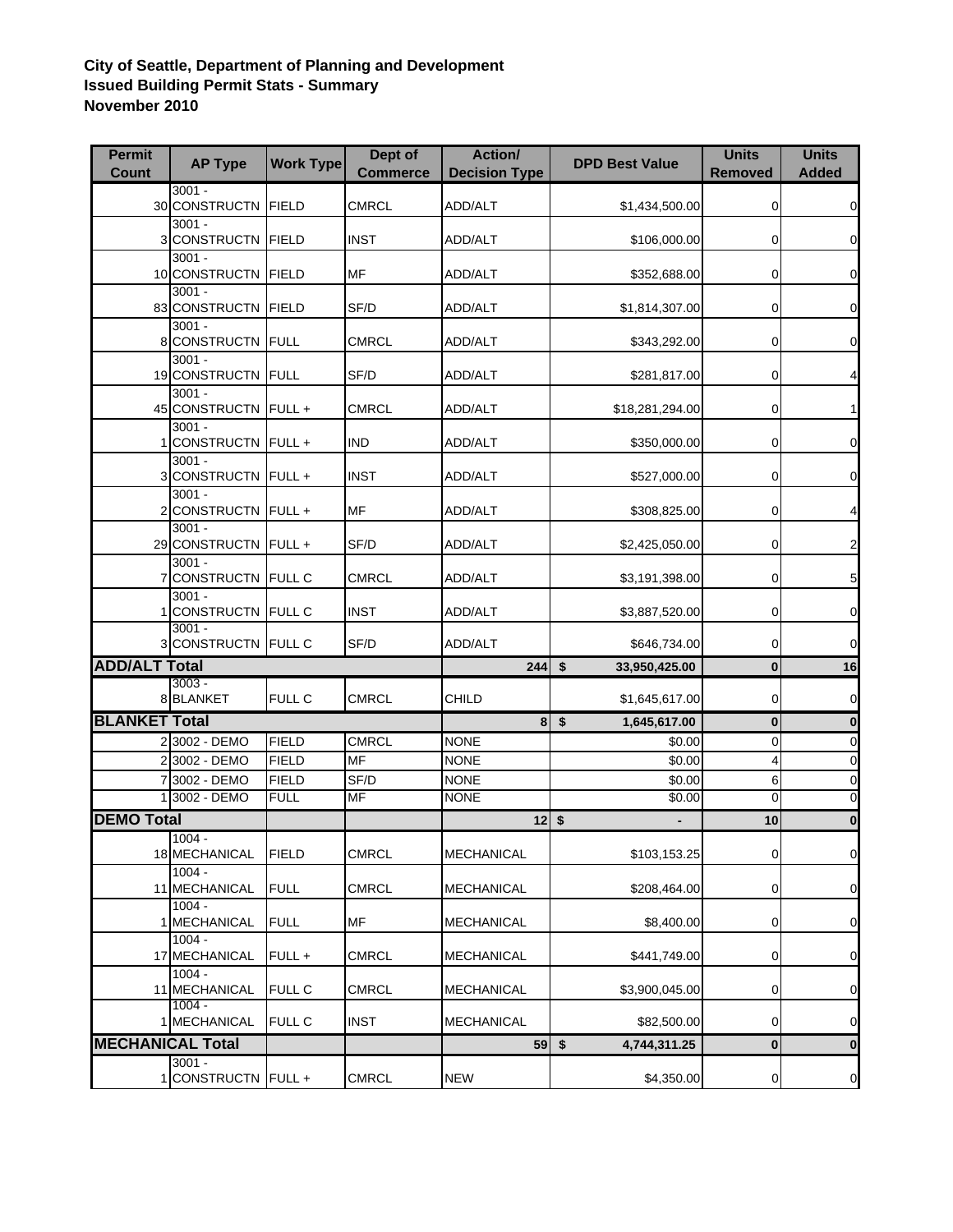**City of Seattle, Department of Planning and Development**
**Issued Building Permit Stats - Summary**
**November 2010**

| Permit Count | AP Type | Work Type | Dept of Commerce | Action/ Decision Type | DPD Best Value | Units Removed | Units Added |
|---|---|---|---|---|---|---|---|
| 30 | 3001 - CONSTRUCTN | FIELD | CMRCL | ADD/ALT | $1,434,500.00 | 0 | 0 |
| 3 | 3001 - CONSTRUCTN | FIELD | INST | ADD/ALT | $106,000.00 | 0 | 0 |
| 10 | 3001 - CONSTRUCTN | FIELD | MF | ADD/ALT | $352,688.00 | 0 | 0 |
| 83 | 3001 - CONSTRUCTN | FIELD | SF/D | ADD/ALT | $1,814,307.00 | 0 | 0 |
| 8 | 3001 - CONSTRUCTN | FULL | CMRCL | ADD/ALT | $343,292.00 | 0 | 0 |
| 19 | 3001 - CONSTRUCTN | FULL | SF/D | ADD/ALT | $281,817.00 | 0 | 4 |
| 45 | 3001 - CONSTRUCTN | FULL + | CMRCL | ADD/ALT | $18,281,294.00 | 0 | 1 |
| 1 | 3001 - CONSTRUCTN | FULL + | IND | ADD/ALT | $350,000.00 | 0 | 0 |
| 3 | 3001 - CONSTRUCTN | FULL + | INST | ADD/ALT | $527,000.00 | 0 | 0 |
| 2 | 3001 - CONSTRUCTN | FULL + | MF | ADD/ALT | $308,825.00 | 0 | 4 |
| 29 | 3001 - CONSTRUCTN | FULL + | SF/D | ADD/ALT | $2,425,050.00 | 0 | 2 |
| 7 | 3001 - CONSTRUCTN | FULL C | CMRCL | ADD/ALT | $3,191,398.00 | 0 | 5 |
| 1 | 3001 - CONSTRUCTN | FULL C | INST | ADD/ALT | $3,887,520.00 | 0 | 0 |
| 3 | 3001 - CONSTRUCTN | FULL C | SF/D | ADD/ALT | $646,734.00 | 0 | 0 |
| **ADD/ALT Total** | | | | **244** | **$ 33,950,425.00** | **0** | **16** |
| 8 | 3003 - BLANKET | FULL C | CMRCL | CHILD | $1,645,617.00 | 0 | 0 |
| **BLANKET Total** | | | | **8** | **$ 1,645,617.00** | **0** | **0** |
| 2 | 3002 - DEMO | FIELD | CMRCL | NONE | $0.00 | 0 | 0 |
| 2 | 3002 - DEMO | FIELD | MF | NONE | $0.00 | 4 | 0 |
| 7 | 3002 - DEMO | FIELD | SF/D | NONE | $0.00 | 6 | 0 |
| 1 | 3002 - DEMO | FULL | MF | NONE | $0.00 | 0 | 0 |
| **DEMO Total** | | | | **12** | **$ -** | **10** | **0** |
| 18 | 1004 - MECHANICAL | FIELD | CMRCL | MECHANICAL | $103,153.25 | 0 | 0 |
| 11 | 1004 - MECHANICAL | FULL | CMRCL | MECHANICAL | $208,464.00 | 0 | 0 |
| 1 | 1004 - MECHANICAL | FULL | MF | MECHANICAL | $8,400.00 | 0 | 0 |
| 17 | 1004 - MECHANICAL | FULL + | CMRCL | MECHANICAL | $441,749.00 | 0 | 0 |
| 11 | 1004 - MECHANICAL | FULL C | CMRCL | MECHANICAL | $3,900,045.00 | 0 | 0 |
| 1 | 1004 - MECHANICAL | FULL C | INST | MECHANICAL | $82,500.00 | 0 | 0 |
| **MECHANICAL Total** | | | | **59** | **$ 4,744,311.25** | **0** | **0** |
| 1 | 3001 - CONSTRUCTN | FULL + | CMRCL | NEW | $4,350.00 | 0 | 0 |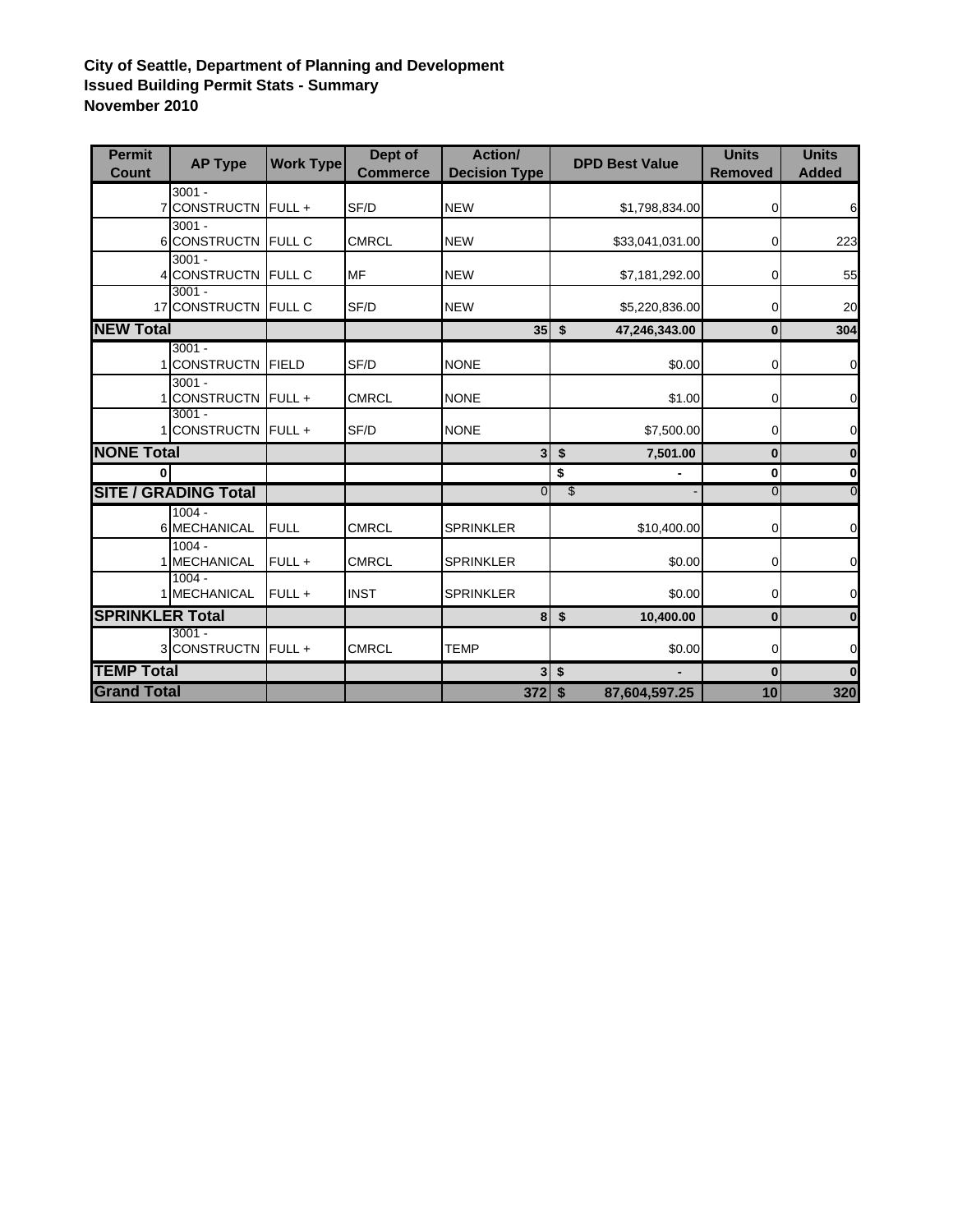**City of Seattle, Department of Planning and Development**
**Issued Building Permit Stats - Summary**
**November 2010**

| Permit Count | AP Type | Work Type | Dept of Commerce | Action/ Decision Type | DPD Best Value | Units Removed | Units Added |
|---|---|---|---|---|---|---|---|
| 7 | 3001 - CONSTRUCTN | FULL + | SF/D | NEW | $1,798,834.00 | 0 | 6 |
| 6 | 3001 - CONSTRUCTN | FULL C | CMRCL | NEW | $33,041,031.00 | 0 | 223 |
| 4 | 3001 - CONSTRUCTN | FULL C | MF | NEW | $7,181,292.00 | 0 | 55 |
| 17 | 3001 - CONSTRUCTN | FULL C | SF/D | NEW | $5,220,836.00 | 0 | 20 |
| **NEW Total** | | | | **35** | **$ 47,246,343.00** | **0** | **304** |
| 1 | 3001 - CONSTRUCTN | FIELD | SF/D | NONE | $0.00 | 0 | 0 |
| 1 | 3001 - CONSTRUCTN | FULL + | CMRCL | NONE | $1.00 | 0 | 0 |
| 1 | 3001 - CONSTRUCTN | FULL + | SF/D | NONE | $7,500.00 | 0 | 0 |
| **NONE Total** | | | | **3** | **$ 7,501.00** | **0** | **0** |
| **0** | | | | | **$ -** | **0** | **0** |
| **SITE / GRADING Total** | | | | 0 | $ - | 0 | 0 |
| 6 | 1004 - MECHANICAL | FULL | CMRCL | SPRINKLER | $10,400.00 | 0 | 0 |
| 1 | 1004 - MECHANICAL | FULL + | CMRCL | SPRINKLER | $0.00 | 0 | 0 |
| 1 | 1004 - MECHANICAL | FULL + | INST | SPRINKLER | $0.00 | 0 | 0 |
| **SPRINKLER Total** | | | | **8** | **$ 10,400.00** | **0** | **0** |
| 3 | 3001 - CONSTRUCTN | FULL + | CMRCL | TEMP | $0.00 | 0 | 0 |
| **TEMP Total** | | | | **3** | **$ -** | **0** | **0** |
| **Grand Total** | | | | **372** | **$ 87,604,597.25** | **10** | **320** |